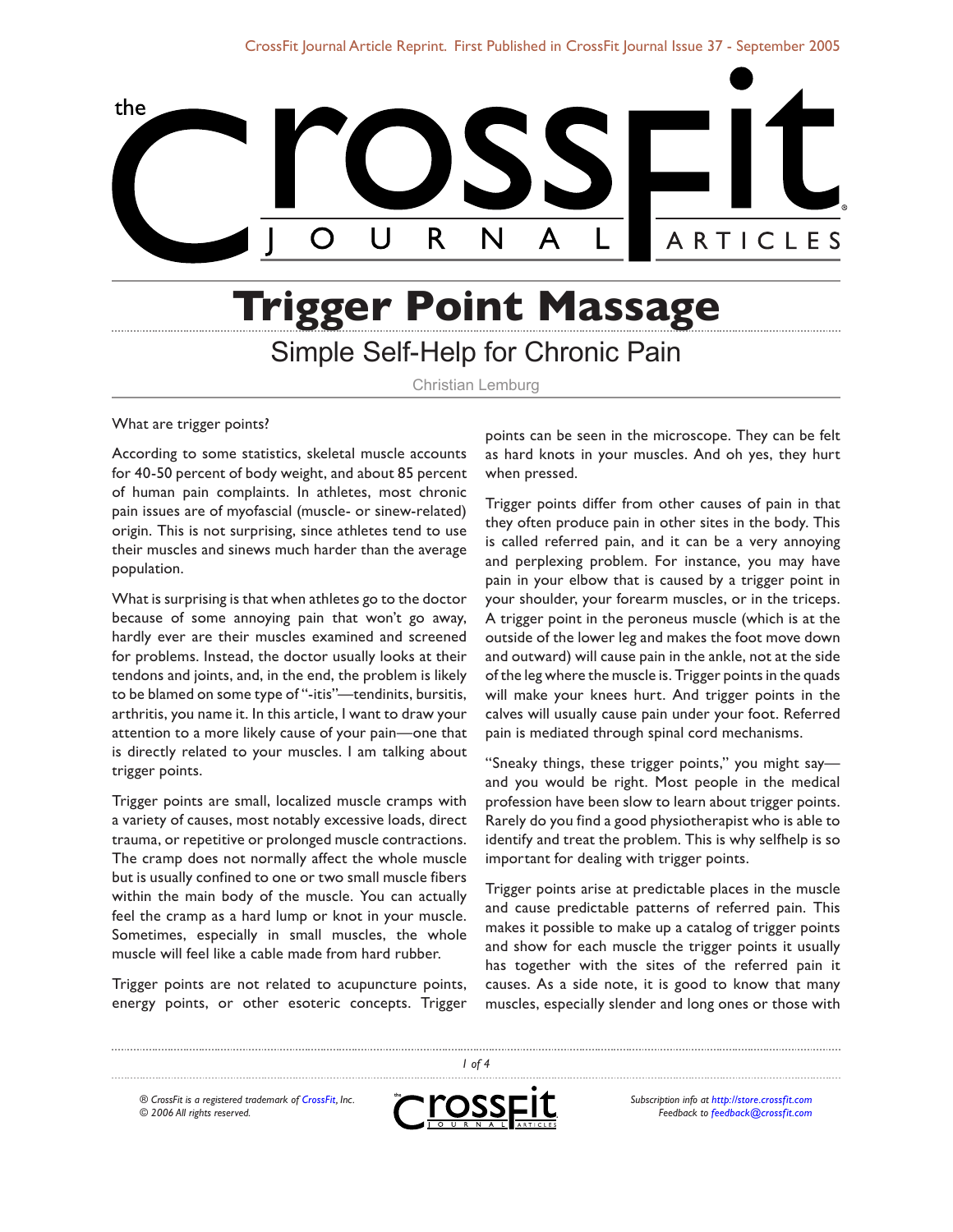# Trigger Point Massage

## Simple Self-Help for Chronic Pain

Christian Lemburg

What are trigger points?

According to some statistics, skeletal muscle accounts for 40-50 percent of body weight, and about 85 percent of human pain complaints. In athletes, most chronic pain issues are of myofascial (muscle- or sinew-related) origin. This is not surprising, since athletes tend to use their muscles and sinews much harder than the average population.

What is surprising is that when athletes go to the doctor because of some annoying pain that won't go away, hardly ever are their muscles examined and screened for problems. Instead, the doctor usually looks at their tendons and joints, and, in the end, the problem is likely to be blamed on some type of "-itis"—tendinits, bursitis, arthritis, you name it. In this article, I want to draw your attention to a more likely cause of your pain—one that is directly related to your muscles. I am talking about trigger points.

Trigger points are small, localized muscle cramps with a variety of causes, most notably excessive loads, direct trauma, or repetitive or prolonged muscle contractions. The cramp does not normally affect the whole muscle but is usually confined to one or two small muscle fibers within the main body of the muscle. You can actually feel the cramp as a hard lump or knot in your muscle. Sometimes, especially in small muscles, the whole muscle will feel like a cable made from hard rubber.

Trigger points are not related to acupuncture points, energy points, or other esoteric concepts. Trigger points can be seen in the microscope. They can be felt as hard knots in your muscles. And oh yes, they hurt when pressed.

Trigger points differ from other causes of pain in that they often produce pain in other sites in the body. This is called referred pain, and it can be a very annoying and perplexing problem. For instance, you may have pain in your elbow that is caused by a trigger point in your shoulder, your forearm muscles, or in the triceps. A trigger point in the peroneus muscle (which is at the outside of the lower leg and makes the foot move down and outward) will cause pain in the ankle, not at the side of the leg where the muscle is. Trigger points in the quads will make your knees hurt. And trigger points in the calves will usually cause pain under your foot. Referred pain is mediated through spinal cord mechanisms.

"Sneaky things, these trigger points," you might say—and you would be right. Most people in the medical profession have been slow to learn about trigger points. Rarely do you find a good physiotherapist who is able to identify and treat the problem. This is why selfhelp is so important for dealing with trigger points.

Trigger points arise at predictable places in the muscle and cause predictable patterns of referred pain. This makes it possible to make up a catalog of trigger points and show for each muscle the trigger points it usually has together with the sites of the referred pain it causes. As a side note, it is good to know that many muscles, especially slender and long ones or those with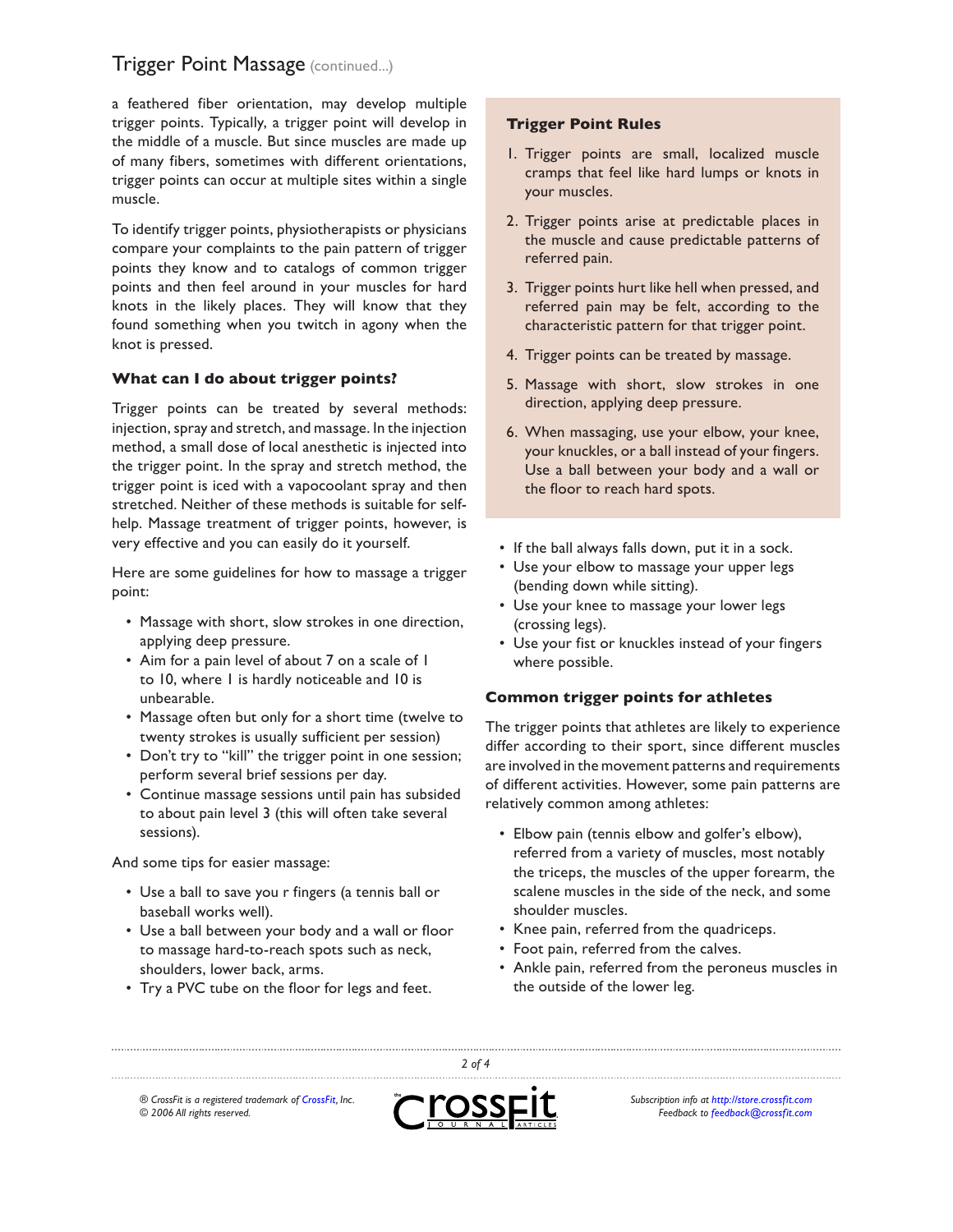a feathered fiber orientation, may develop multiple trigger points. Typically, a trigger point will develop in the middle of a muscle. But since muscles are made up of many fibers, sometimes with different orientations, trigger points can occur at multiple sites within a single muscle.

To identify trigger points, physiotherapists or physicians compare your complaints to the pain pattern of trigger points they know and to catalogs of common trigger points and then feel around in your muscles for hard knots in the likely places. They will know that they found something when you twitch in agony when the knot is pressed.

### What can I do about trigger points?

Trigger points can be treated by several methods: injection, spray and stretch, and massage. In the injection method, a small dose of local anesthetic is injected into the trigger point. In the spray and stretch method, the trigger point is iced with a vapocoolant spray and then stretched. Neither of these methods is suitable for self-help. Massage treatment of trigger points, however, is very effective and you can easily do it yourself.

Here are some guidelines for how to massage a trigger point:

- Massage with short, slow strokes in one direction, applying deep pressure.
- Aim for a pain level of about 7 on a scale of 1 to 10, where 1 is hardly noticeable and 10 is unbearable.
- Massage often but only for a short time (twelve to twenty strokes is usually sufficient per session)
- Don't try to "kill" the trigger point in one session; perform several brief sessions per day.
- Continue massage sessions until pain has subsided to about pain level 3 (this will often take several sessions).

And some tips for easier massage:

- Use a ball to save you r fingers (a tennis ball or baseball works well).
- Use a ball between your body and a wall or floor to massage hard-to-reach spots such as neck, shoulders, lower back, arms.
- Try a PVC tube on the floor for legs and feet.
- If the ball always falls down, put it in a sock.
- Use your elbow to massage your upper legs (bending down while sitting).
- Use your knee to massage your lower legs (crossing legs).
- Use your fist or knuckles instead of your fingers where possible.

### Trigger Point Rules

1. Trigger points are small, localized muscle cramps that feel like hard lumps or knots in your muscles.
2. Trigger points arise at predictable places in the muscle and cause predictable patterns of referred pain.
3. Trigger points hurt like hell when pressed, and referred pain may be felt, according to the characteristic pattern for that trigger point.
4. Trigger points can be treated by massage.
5. Massage with short, slow strokes in one direction, applying deep pressure.
6. When massaging, use your elbow, your knee, your knuckles, or a ball instead of your fingers. Use a ball between your body and a wall or the floor to reach hard spots.

### Common trigger points for athletes

The trigger points that athletes are likely to experience differ according to their sport, since different muscles are involved in the movement patterns and requirements of different activities. However, some pain patterns are relatively common among athletes:

- Elbow pain (tennis elbow and golfer's elbow), referred from a variety of muscles, most notably the triceps, the muscles of the upper forearm, the scalene muscles in the side of the neck, and some shoulder muscles.
- Knee pain, referred from the quadriceps.
- Foot pain, referred from the calves.
- Ankle pain, referred from the peroneus muscles in the outside of the lower leg.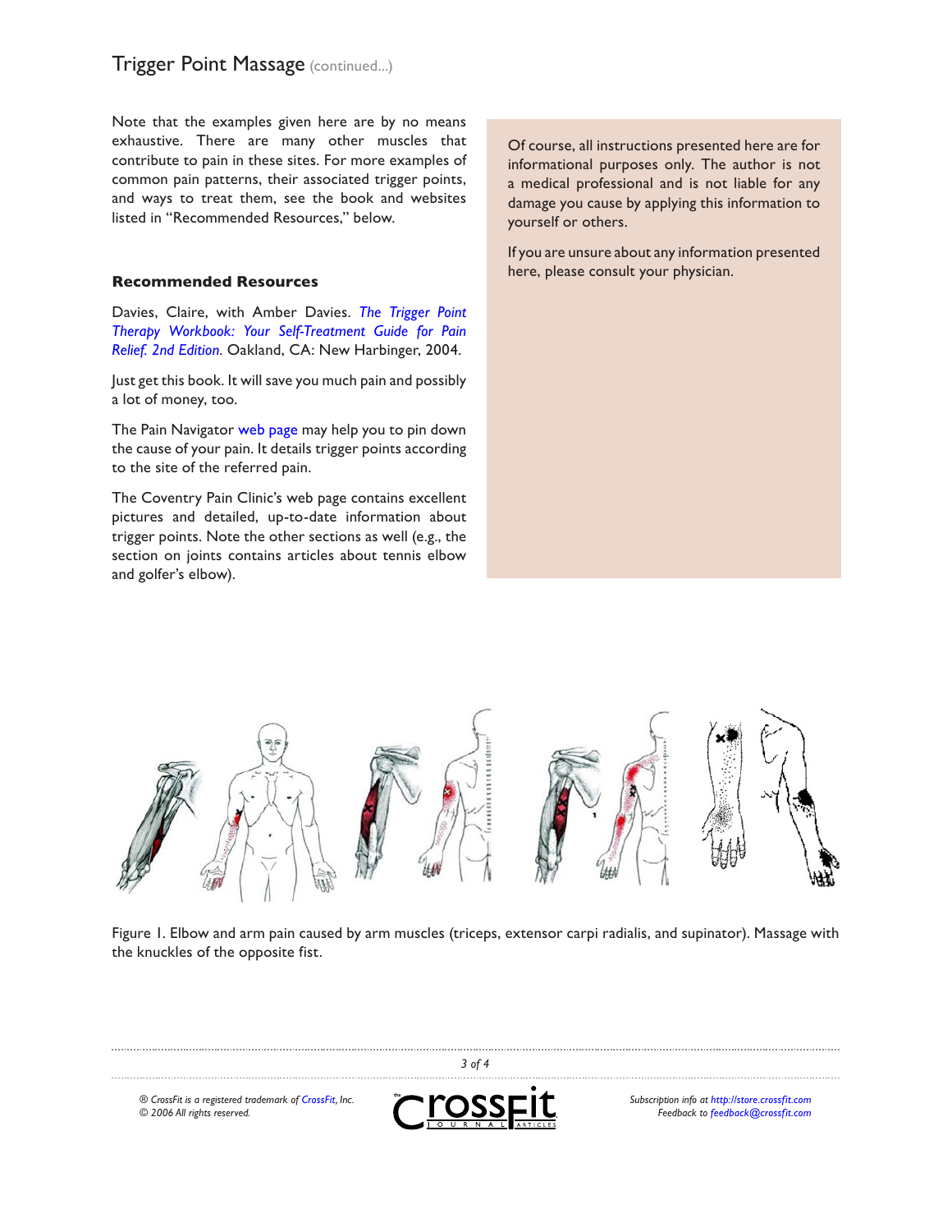Note that the examples given here are by no means exhaustive. There are many other muscles that contribute to pain in these sites. For more examples of common pain patterns, their associated trigger points, and ways to treat them, see the book and websites listed in "Recommended Resources," below.

### Recommended Resources

Davies, Claire, with Amber Davies. *The Trigger Point Therapy Workbook: Your Self-Treatment Guide for Pain Relief. 2nd Edition*. Oakland, CA: New Harbinger, 2004.

Just get this book. It will save you much pain and possibly a lot of money, too.

The Pain Navigator web page may help you to pin down the cause of your pain. It details trigger points according to the site of the referred pain.

The Coventry Pain Clinic's web page contains excellent pictures and detailed, up-to-date information about trigger points. Note the other sections as well (e.g., the section on joints contains articles about tennis elbow and golfer's elbow).

Of course, all instructions presented here are for informational purposes only. The author is not a medical professional and is not liable for any damage you cause by applying this information to yourself or others.

If you are unsure about any information presented here, please consult your physician.

Figure 1. Elbow and arm pain caused by arm muscles (triceps, extensor carpi radialis, and supinator). Massage with the knuckles of the opposite fist.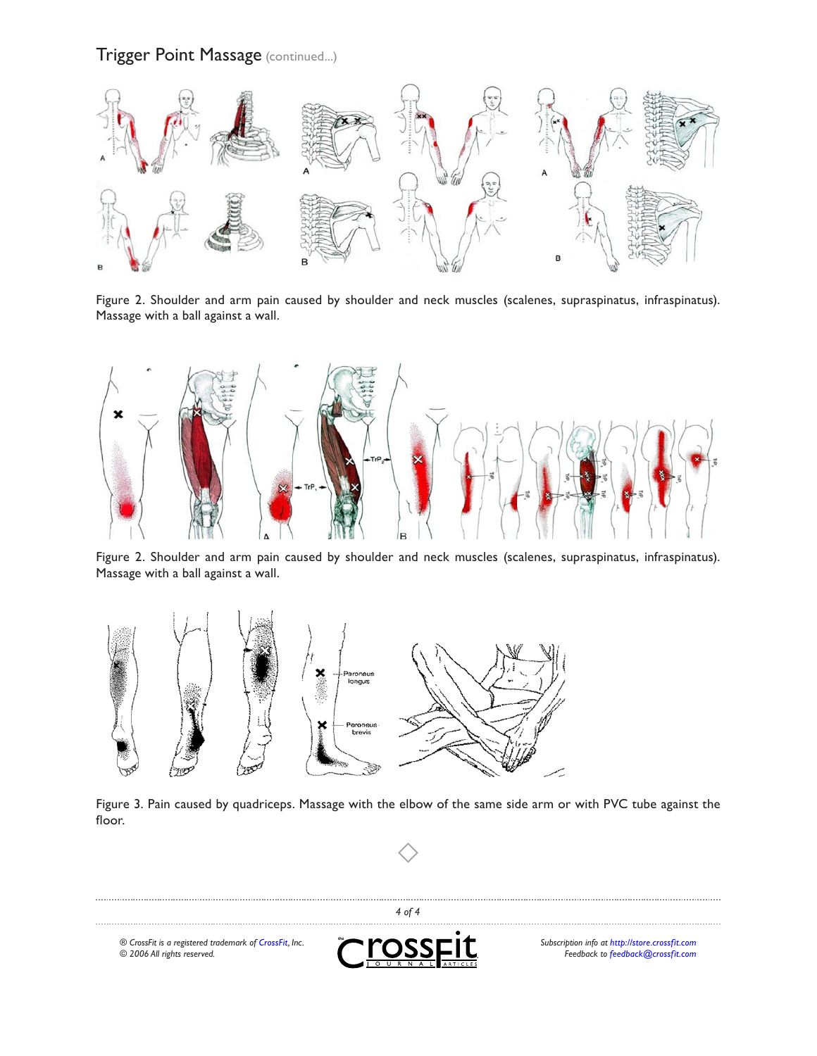## Trigger Point Massage (continued...)

A

B

A

B

A

B

Figure 2. Shoulder and arm pain caused by shoulder and neck muscles (scalenes, supraspinatus, infraspinatus). Massage with a ball against a wall.

TrP1

TrP2

A

B

Figure 2. Shoulder and arm pain caused by shoulder and neck muscles (scalenes, supraspinatus, infraspinatus). Massage with a ball against a wall.

Peroneus longus

Peroneus brevis

Figure 3. Pain caused by quadriceps. Massage with the elbow of the same side arm or with PVC tube against the floor.

◇

® CrossFit is a registered trademark of CrossFit, Inc.
© 2006 All rights reserved.

Subscription info at http://store.crossfit.com
Feedback to feedback@crossfit.com